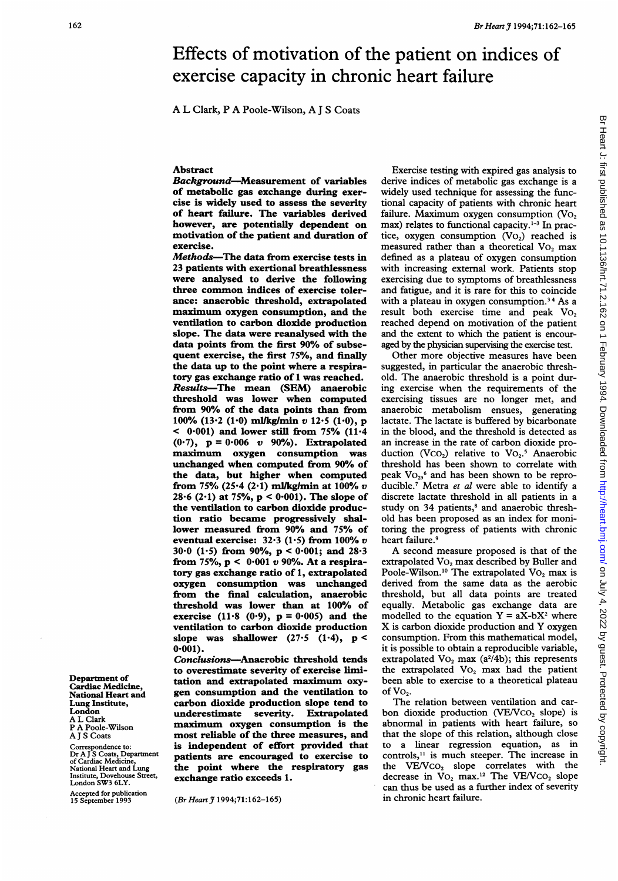# Effects of motivation of the patient on indices of exercise capacity in chronic heart failure

A L Clark, P A Poole-Wilson, A J S Coats

## Abstract

***Background*—Measurement of variables of metabolic gas exchange during exercise is widely used to assess the severity of heart failure. The variables derived however, are potentially dependent on motivation of the patient and duration of exercise.**

***Methods*—The data from exercise tests in 23 patients with exertional breathlessness were analysed to derive the following three common indices of exercise tolerance: anaerobic threshold, extrapolated maximum oxygen consumption, and the ventilation to carbon dioxide production slope. The data were reanalysed with the data points from the first 90% of subsequent exercise, the first 75%, and finally the data up to the point where a respiratory gas exchange ratio of 1 was reached.**

***Results*—The mean (SEM) anaerobic threshold was lower when computed from 90% of the data points than from 100% (13·2 (1·0) ml/kg/min *v* 12·5 (1·0), p < 0·001) and lower still from 75% (11·4 (0·7), p = 0·006 *v* 90%). Extrapolated maximum oxygen consumption was unchanged when computed from 90% of the data, but higher when computed from 75% (25·4 (2·1) ml/kg/min at 100% *v* 28·6 (2·1) at 75%, p < 0·001). The slope of the ventilation to carbon dioxide production ratio became progressively shallower measured from 90% and 75% of eventual exercise: 32·3 (1·5) from 100% *v* 30·0 (1·5) from 90%, p < 0·001; and 28·3 from 75%, p < 0·001 *v* 90%. At a respiratory gas exchange ratio of 1, extrapolated oxygen consumption was unchanged from the final calculation, anaerobic threshold was lower than at 100% of exercise (11·8 (0·9), p = 0·005) and the ventilation to carbon dioxide production slope was shallower (27·5 (1·4), p < 0·001).**

***Conclusions*—Anaerobic threshold tends to overestimate severity of exercise limitation and extrapolated maximum oxygen consumption and the ventilation to carbon dioxide production slope tend to underestimate severity. Extrapolated maximum oxygen consumption is the most reliable of the three measures, and is independent of effort provided that patients are encouraged to exercise to the point where the respiratory gas exchange ratio exceeds 1.**

(*Br Heart J* 1994;71:162–165)

Department of Cardiac Medicine, National Heart and Lung Institute, London
A L Clark
P A Poole-Wilson
A J S Coats

Correspondence to:
Dr A J S Coats, Department of Cardiac Medicine, National Heart and Lung Institute, Dovehouse Street, London SW3 6LY.

Accepted for publication 15 September 1993

Exercise testing with expired gas analysis to derive indices of metabolic gas exchange is a widely used technique for assessing the functional capacity of patients with chronic heart failure. Maximum oxygen consumption ($VO_2$ max) relates to functional capacity.[1–3] In practice, oxygen consumption ($VO_2$) reached is measured rather than a theoretical $VO_2$ max defined as a plateau of oxygen consumption with increasing external work. Patients stop exercising due to symptoms of breathlessness and fatigue, and it is rare for this to coincide with a plateau in oxygen consumption.[3,4] As a result both exercise time and peak $VO_2$ reached depend on motivation of the patient and the extent to which the patient is encouraged by the physician supervising the exercise test.

Other more objective measures have been suggested, in particular the anaerobic threshold. The anaerobic threshold is a point during exercise when the requirements of the exercising tissues are no longer met, and anaerobic metabolism ensues, generating lactate. The lactate is buffered by bicarbonate in the blood, and the threshold is detected as an increase in the rate of carbon dioxide production ($VCO_2$) relative to $VO_2$.[5] Anaerobic threshold has been shown to correlate with peak $VO_2$,[6] and has been shown to be reproducible.[7] Metra *et al* were able to identify a discrete lactate threshold in all patients in a study on 34 patients,[8] and anaerobic threshold has been proposed as an index for monitoring the progress of patients with chronic heart failure.[9]

A second measure proposed is that of the extrapolated $VO_2$ max described by Buller and Poole-Wilson.[10] The extrapolated $VO_2$ max is derived from the same data as the aerobic threshold, but all data points are treated equally. Metabolic gas exchange data are modelled to the equation $Y = aX - bX^2$ where X is carbon dioxide production and Y oxygen consumption. From this mathematical model, it is possible to obtain a reproducible variable, extrapolated $VO_2$ max ($a^2/4b$); this represents the extrapolated $VO_2$ max had the patient been able to exercise to a theoretical plateau of $VO_2$.

The relation between ventilation and carbon dioxide production ($VE/VCO_2$ slope) is abnormal in patients with heart failure, so that the slope of this relation, although close to a linear regression equation, as in controls,[11] is much steeper. The increase in the $VE/VCO_2$ slope correlates with the decrease in $VO_2$ max.[12] The $VE/VCO_2$ slope can thus be used as a further index of severity in chronic heart failure.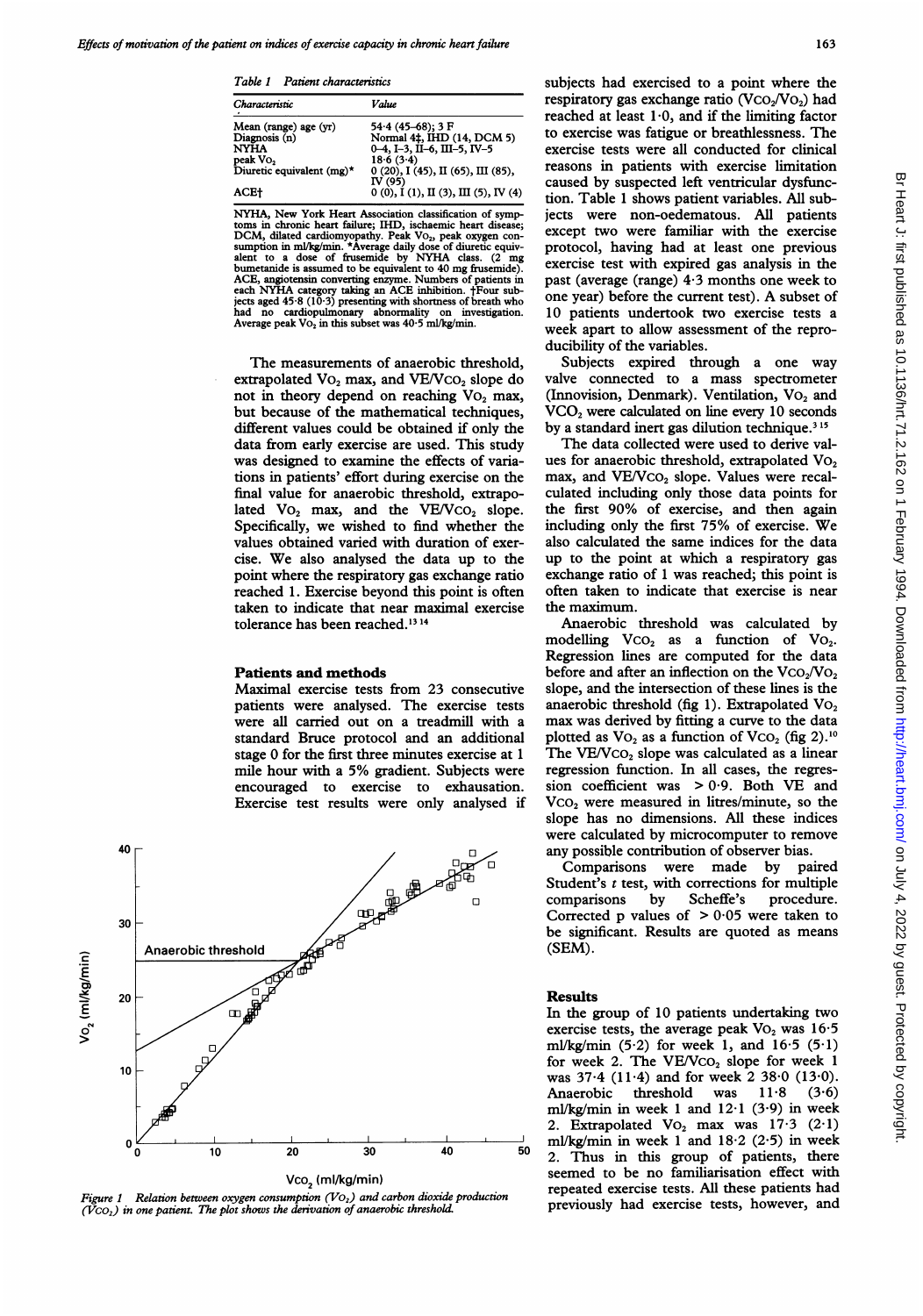*Table 1 Patient characteristics*

| Characteristic | Value |
|---|---|
| Mean (range) age (yr) | 54·4 (45–68); 3 F |
| Diagnosis (n) | Normal 4‡, IHD (14, DCM 5) |
| NYHA | 0–4, I–3, II–6, III–5, IV–5 |
| peak $VO_2$ | 18·6 (3·4) |
| Diuretic equivalent (mg)* | 0 (20), I (45), II (65), III (85), IV (95) |
| ACE† | 0 (0), I (1), II (3), III (5), IV (4) |

NYHA, New York Heart Association classification of symptoms in chronic heart failure; IHD, ischaemic heart disease; DCM, dilated cardiomyopathy. Peak $VO_2$, peak oxygen consumption in ml/kg/min. *Average daily dose of diuretic equivalent to a dose of frusemide by NYHA class. (2 mg bumetanide is assumed to be equivalent to 40 mg frusemide). ACE, angiotensin converting enzyme. Numbers of patients in each NYHA category taking an ACE inhibition. ‡Four subjects aged 45·8 (10·3) presenting with shortness of breath who had no cardiopulmonary abnormality on investigation. Average peak $VO_2$ in this subset was 40·5 ml/kg/min.

The measurements of anaerobic threshold, extrapolated $VO_2$ max, and $VE/VCO_2$ slope do not in theory depend on reaching $VO_2$ max, but because of the mathematical techniques, different values could be obtained if only the data from early exercise are used. This study was designed to examine the effects of variations in patients' effort during exercise on the final value for anaerobic threshold, extrapolated $VO_2$ max, and the $VE/VCO_2$ slope. Specifically, we wished to find whether the values obtained varied with duration of exercise. We also analysed the data up to the point where the respiratory gas exchange ratio reached 1. Exercise beyond this point is often taken to indicate that near maximal exercise tolerance has been reached.[13 14]

## Patients and methods

Maximal exercise tests from 23 consecutive patients were analysed. The exercise tests were all carried out on a treadmill with a standard Bruce protocol and an additional stage 0 for the first three minutes exercise at 1 mile hour with a 5% gradient. Subjects were encouraged to exercise to exhaustion. Exercise test results were only analysed if subjects had exercised to a point where the respiratory gas exchange ratio ($VCO_2/VO_2$) had reached at least 1·0, and if the limiting factor to exercise was fatigue or breathlessness. The exercise tests were all conducted for clinical reasons in patients with exercise limitation caused by suspected left ventricular dysfunction. Table 1 shows patient variables. All subjects were non-oedematous. All patients except two were familiar with the exercise protocol, having had at least one previous exercise test with expired gas analysis in the past (average (range) 4·3 months one week to one year) before the current test). A subset of 10 patients undertook two exercise tests a week apart to allow assessment of the reproducibility of the variables.

Subjects expired through a one way valve connected to a mass spectrometer (Innovision, Denmark). Ventilation, $VO_2$ and $VCO_2$ were calculated on line every 10 seconds by a standard inert gas dilution technique.[3 15]

The data collected were used to derive values for anaerobic threshold, extrapolated $VO_2$ max, and $VE/VCO_2$ slope. Values were recalculated including only those data points for the first 90% of exercise, and then again including only the first 75% of exercise. We also calculated the same indices for the data up to the point at which a respiratory gas exchange ratio of 1 was reached; this point is often taken to indicate that exercise is near the maximum.

Anaerobic threshold was calculated by modelling $VCO_2$ as a function of $VO_2$. Regression lines are computed for the data before and after an inflection on the $VCO_2/VO_2$ slope, and the intersection of these lines is the anaerobic threshold (fig 1). Extrapolated $VO_2$ max was derived by fitting a curve to the data plotted as $VO_2$ as a function of $VCO_2$ (fig 2).[10] The $VE/VCO_2$ slope was calculated as a linear regression function. In all cases, the regression coefficient was > 0·9. Both VE and $VCO_2$ were measured in litres/minute, so the slope has no dimensions. All these indices were calculated by microcomputer to remove any possible contribution of observer bias.

Comparisons were made by paired Student's *t* test, with corrections for multiple comparisons by Scheffe's procedure. Corrected p values of > 0·05 were taken to be significant. Results are quoted as means (SEM).

*Figure 1 Relation between oxygen consumption ($VO_2$) and carbon dioxide production ($VCO_2$) in one patient. The plot shows the derivation of anaerobic threshold.*

## Results

In the group of 10 patients undertaking two exercise tests, the average peak $VO_2$ was 16·5 ml/kg/min (5·2) for week 1, and 16·5 (5·1) for week 2. The $VE/VCO_2$ slope for week 1 was 37·4 (11·4) and for week 2 38·0 (13·0). Anaerobic threshold was 11·8 (3·6) ml/kg/min in week 1 and 12·1 (3·9) in week 2. Extrapolated $VO_2$ max was 17·3 (2·1) ml/kg/min in week 1 and 18·2 (2·5) in week 2. Thus in this group of patients, there seemed to be no familiarisation effect with repeated exercise tests. All these patients had previously had exercise tests, however, and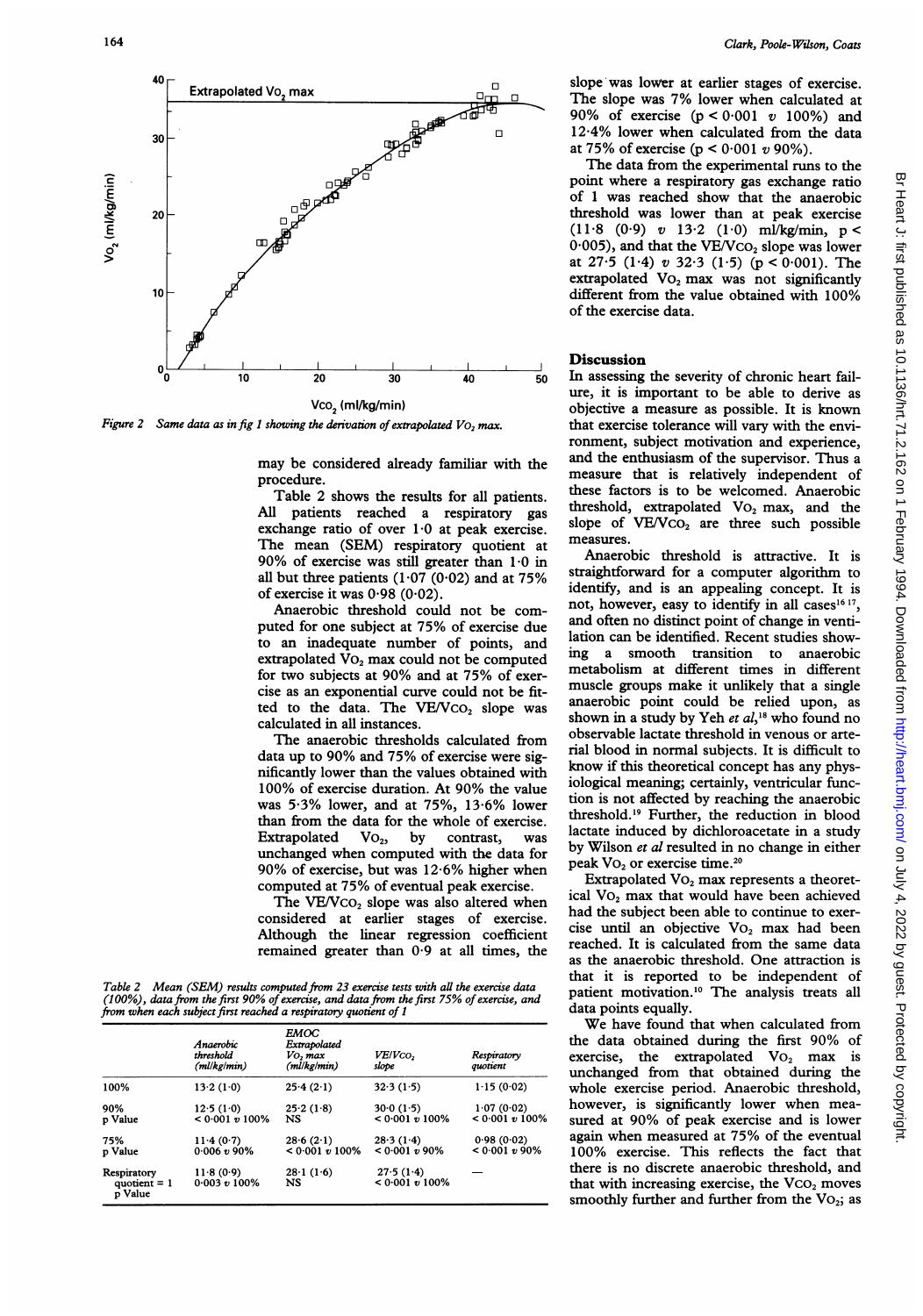Figure 2 Same data as in fig 1 showing the derivation of extrapolated $VO_2$ max.

may be considered already familiar with the procedure.

Table 2 shows the results for all patients. All patients reached a respiratory gas exchange ratio of over 1·0 at peak exercise. The mean (SEM) respiratory quotient at 90% of exercise was still greater than 1·0 in all but three patients (1·07 (0·02) and at 75% of exercise it was 0·98 (0·02).

Anaerobic threshold could not be computed for one subject at 75% of exercise due to an inadequate number of points, and extrapolated $VO_2$ max could not be computed for two subjects at 90% and at 75% of exercise as an exponential curve could not be fitted to the data. The $VE/VCO_2$ slope was calculated in all instances.

The anaerobic thresholds calculated from data up to 90% and 75% of exercise were significantly lower than the values obtained with 100% of exercise duration. At 90% the value was 5·3% lower, and at 75%, 13·6% lower than from the data for the whole of exercise. Extrapolated $VO_2$, by contrast, was unchanged when computed with the data for 90% of exercise, but was 12·6% higher when computed at 75% of eventual peak exercise.

The $VE/VCO_2$ slope was also altered when considered at earlier stages of exercise. Although the linear regression coefficient remained greater than 0·9 at all times, the slope was lower at earlier stages of exercise. The slope was 7% lower when calculated at 90% of exercise ($p < 0·001$ $v$ 100%) and 12·4% lower when calculated from the data at 75% of exercise ($p < 0·001$ $v$ 90%).

The data from the experimental runs to the point where a respiratory gas exchange ratio of 1 was reached show that the anaerobic threshold was lower than at peak exercise (11·8 (0·9) $v$ 13·2 (1·0) ml/kg/min, $p < 0·005$), and that the $VE/VCO_2$ slope was lower at 27·5 (1·4) $v$ 32·3 (1·5) ($p < 0·001$). The extrapolated $VO_2$ max was not significantly different from the value obtained with 100% of the exercise data.

Table 2 Mean (SEM) results computed from 23 exercise tests with all the exercise data (100%), data from the first 90% of exercise, and data from the first 75% of exercise, and from when each subject first reached a respiratory quotient of 1

| | Anaerobic threshold (ml/kg/min) | EMOC Extrapolated $VO_2$ max (ml/kg/min) | $VE/VCO_2$ slope | Respiratory quotient |
|---|---|---|---|---|
| 100% | 13·2 (1·0) | 25·4 (2·1) | 32·3 (1·5) | 1·15 (0·02) |
| 90% | 12·5 (1·0) | 25·2 (1·8) | 30·0 (1·5) | 1·07 (0·02) |
| p Value | < 0·001 $v$ 100% | NS | < 0·001 $v$ 100% | < 0·001 $v$ 100% |
| 75% | 11·4 (0·7) | 28·6 (2·1) | 28·3 (1·4) | 0·98 (0·02) |
| p Value | 0·006 $v$ 90% | < 0·001 $v$ 100% | < 0·001 $v$ 90% | < 0·001 $v$ 90% |
| Respiratory quotient = 1 | 11·8 (0·9) | 28·1 (1·6) | 27·5 (1·4) | — |
| p Value | 0·003 $v$ 100% | NS | < 0·001 $v$ 100% | |

## Discussion

In assessing the severity of chronic heart failure, it is important to be able to derive as objective a measure as possible. It is known that exercise tolerance will vary with the environment, subject motivation and experience, and the enthusiasm of the supervisor. Thus a measure that is relatively independent of these factors is to be welcomed. Anaerobic threshold, extrapolated $VO_2$ max, and the slope of $VE/VCO_2$ are three such possible measures.

Anaerobic threshold is attractive. It is straightforward for a computer algorithm to identify, and is an appealing concept. It is not, however, easy to identify in all cases[16 17], and often no distinct point of change in ventilation can be identified. Recent studies showing a smooth transition to anaerobic metabolism at different times in different muscle groups make it unlikely that a single anaerobic point could be relied upon, as shown in a study by Yeh *et al*,[18] who found no observable lactate threshold in venous or arterial blood in normal subjects. It is difficult to know if this theoretical concept has any physiological meaning; certainly, ventricular function is not affected by reaching the anaerobic threshold.[19] Further, the reduction in blood lactate induced by dichloroacetate in a study by Wilson *et al* resulted in no change in either peak $VO_2$ or exercise time.[20]

Extrapolated $VO_2$ max represents a theoretical $VO_2$ max that would have been achieved had the subject been able to continue to exercise until an objective $VO_2$ max had been reached. It is calculated from the same data as the anaerobic threshold. One attraction is that it is reported to be independent of patient motivation.[10] The analysis treats all data points equally.

We have found that when calculated from the data obtained during the first 90% of exercise, the extrapolated $VO_2$ max is unchanged from that obtained during the whole exercise period. Anaerobic threshold, however, is significantly lower when measured at 90% of peak exercise and is lower again when measured at 75% of the eventual 100% exercise. This reflects the fact that there is no discrete anaerobic threshold, and that with increasing exercise, the $VCO_2$ moves smoothly further and further from the $VO_2$; as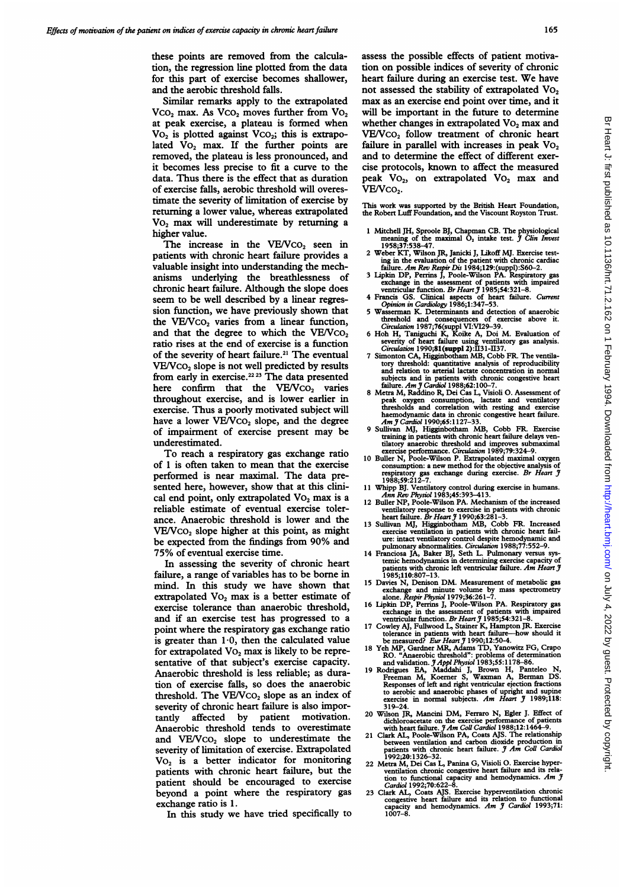these points are removed from the calculation, the regression line plotted from the data for this part of exercise becomes shallower, and the aerobic threshold falls.

Similar remarks apply to the extrapolated $VCO_2$ max. As $VCO_2$ moves further from $VO_2$ at peak exercise, a plateau is formed when $VO_2$ is plotted against $VCO_2$; this is extrapolated $VO_2$ max. If the further points are removed, the plateau is less pronounced, and it becomes less precise to fit a curve to the data. Thus there is the effect that as duration of exercise falls, aerobic threshold will overestimate the severity of limitation of exercise by returning a lower value, whereas extrapolated $VO_2$ max will underestimate by returning a higher value.

The increase in the $VE/VCO_2$ seen in patients with chronic heart failure provides a valuable insight into understanding the mechanisms underlying the breathlessness of chronic heart failure. Although the slope does seem to be well described by a linear regression function, we have previously shown that the $VE/VCO_2$ varies from a linear function, and that the degree to which the $VE/VCO_2$ ratio rises at the end of exercise is a function of the severity of heart failure.[21] The eventual $VE/VCO_2$ slope is not well predicted by results from early in exercise.[22 23] The data presented here confirm that the $VE/VCO_2$ varies throughout exercise, and is lower earlier in exercise. Thus a poorly motivated subject will have a lower $VE/VCO_2$ slope, and the degree of impairment of exercise present may be underestimated.

To reach a respiratory gas exchange ratio of 1 is often taken to mean that the exercise performed is near maximal. The data presented here, however, show that at this clinical end point, only extrapolated $VO_2$ max is a reliable estimate of eventual exercise tolerance. Anaerobic threshold is lower and the $VE/VCO_2$ slope higher at this point, as might be expected from the findings from 90% and 75% of eventual exercise time.

In assessing the severity of chronic heart failure, a range of variables has to be borne in mind. In this study we have shown that extrapolated $VO_2$ max is a better estimate of exercise tolerance than anaerobic threshold, and if an exercise test has progressed to a point where the respiratory gas exchange ratio is greater than 1·0, then the calculated value for extrapolated $VO_2$ max is likely to be representative of that subject's exercise capacity. Anaerobic threshold is less reliable; as duration of exercise falls, so does the anaerobic threshold. The $VE/VCO_2$ slope as an index of severity of chronic heart failure is also importantly affected by patient motivation. Anaerobic threshold tends to overestimate and $VE/VCO_2$ slope to underestimate the severity of limitation of exercise. Extrapolated $VO_2$ is a better indicator for monitoring patients with chronic heart failure, but the patient should be encouraged to exercise beyond a point where the respiratory gas exchange ratio is 1.

In this study we have tried specifically to assess the possible effects of patient motivation on possible indices of severity of chronic heart failure during an exercise test. We have not assessed the stability of extrapolated $VO_2$ max as an exercise end point over time, and it will be important in the future to determine whether changes in extrapolated $VO_2$ max and $VE/VCO_2$ follow treatment of chronic heart failure in parallel with increases in peak $VO_2$ and to determine the effect of different exercise protocols, known to affect the measured peak $VO_2$, on extrapolated $VO_2$ max and $VE/VCO_2$.

This work was supported by the British Heart Foundation, the Robert Luff Foundation, and the Viscount Royston Trust.

1. Mitchell JH, Sproole BJ, Chapman CB. The physiological meaning of the maximal $O_2$ intake test. *J Clin Invest* 1958;37:538–47.
2. Weber KT, Wilson JR, Janicki J, Likoff MJ. Exercise testing in the evaluation of the patient with chronic cardiac failure. *Am Rev Respir Dis* 1984;129:(suppl):S60–2.
3. Lipkin DP, Perrins J, Poole-Wilson PA. Respiratory gas exchange in the assessment of patients with impaired ventricular function. *Br Heart J* 1985;54:321–8.
4. Francis GS. Clinical aspects of heart failure. *Current Opinion in Cardiology* 1986;1:347–53.
5. Wasserman K. Determinants and detection of anaerobic threshold and consequences of exercise above it. *Circulation* 1987;76(suppl VI:VI29–39.
6. Hoh H, Taniguchi K, Koike A, Doi M. Evaluation of severity of heart failure using ventilatory gas analysis. *Circulation* 1990;81(suppl 2):II31–II37.
7. Simonton CA, Higginbotham MB, Cobb FR. The ventilatory threshold: quantitative analysis of reproducibility and relation to arterial lactate concentration in normal subjects and in patients with chronic congestive heart failure. *Am J Cardiol* 1988;62:100–7.
8. Metra M, Raddino R, Dei Cas L, Visioli O. Assessment of peak oxygen consumption, lactate and ventilatory thresholds and correlation with resting and exercise haemodynamic data in chronic congestive heart failure. *Am J Cardiol* 1990;65:1127–33.
9. Sullivan MJ, Higginbotham MB, Cobb FR. Exercise training in patients with chronic heart failure delays ventilatory anaerobic threshold and improves submaximal exercise performance. *Circulation* 1989;79:324–9.
10. Buller N, Poole-Wilson P. Extrapolated maximal oxygen consumption: a new method for the objective analysis of respiratory gas exchange during exercise. *Br Heart J* 1988;59:212–7.
11. Whipp BJ. Ventilatory control during exercise in humans. *Ann Rev Physiol* 1983;45:393–413.
12. Buller NP, Poole-Wilson PA. Mechanism of the increased ventilatory response to exercise in patients with chronic heart failure. *Br Heart J* 1990;63:281–3.
13. Sullivan MJ, Higginbotham MB, Cobb FR. Increased exercise ventilation in patients with chronic heart failure: intact ventilatory control despite hemodynamic and pulmonary abnormalities. *Circulation* 1988;77:552–9.
14. Franciosa JA, Baker BJ, Seth L. Pulmonary versus systemic hemodynamics in determining exercise capacity of patients with chronic left ventricular failure. *Am Heart J* 1985;110:807–13.
15. Davies N, Denison DM. Measurement of metabolic gas exchange and minute volume by mass spectrometry alone. *Respir Physiol* 1979;36:261–7.
16. Lipkin DP, Perrins J, Poole-Wilson PA. Respiratory gas exchange in the assessment of patients with impaired ventricular function. *Br Heart J* 1985;54:321–8.
17. Cowley AJ, Fullwood L, Stainer K, Hampton JR. Exercise tolerance in patients with heart failure—how should it be measured? *Eur Heart J* 1990;12:50–4.
18. Yeh MP, Gardner MR, Adams TD, Yanowitz FG, Crapo RO. "Anaerobic threshold": problems of determination and validation. *J Appl Physiol* 1983;55:1178–86.
19. Rodrigues EA, Maddahi J, Brown H, Panteleo N, Freeman M, Koerner S, Waxman A, Berman DS. Responses of left and right ventricular ejection fractions to aerobic and anaerobic phases of upright and supine exercise in normal subjects. *Am Heart J* 1989;118:319–24.
20. Wilson JR, Mancini DM, Ferraro N, Egler J. Effect of dichloroacetate on the exercise performance of patients with heart failure. *J Am Coll Cardiol* 1988;12:1464–9.
21. Clark AL, Poole-Wilson PA, Coats AJS. The relationship between ventilation and carbon dioxide production in patients with chronic heart failure. *J Am Coll Cardiol* 1992;20:1326–32.
22. Metra M, Dei Cas L, Panina G, Visioli O. Exercise hyperventilation chronic congestive heart failure and its relation to functional capacity and hemodynamics. *Am J Cardiol* 1992;70:622–8.
23. Clark AL, Coats AJS. Exercise hyperventilation chronic congestive heart failure and its relation to functional capacity and hemodynamics. *Am J Cardiol* 1993;71:1007–8.